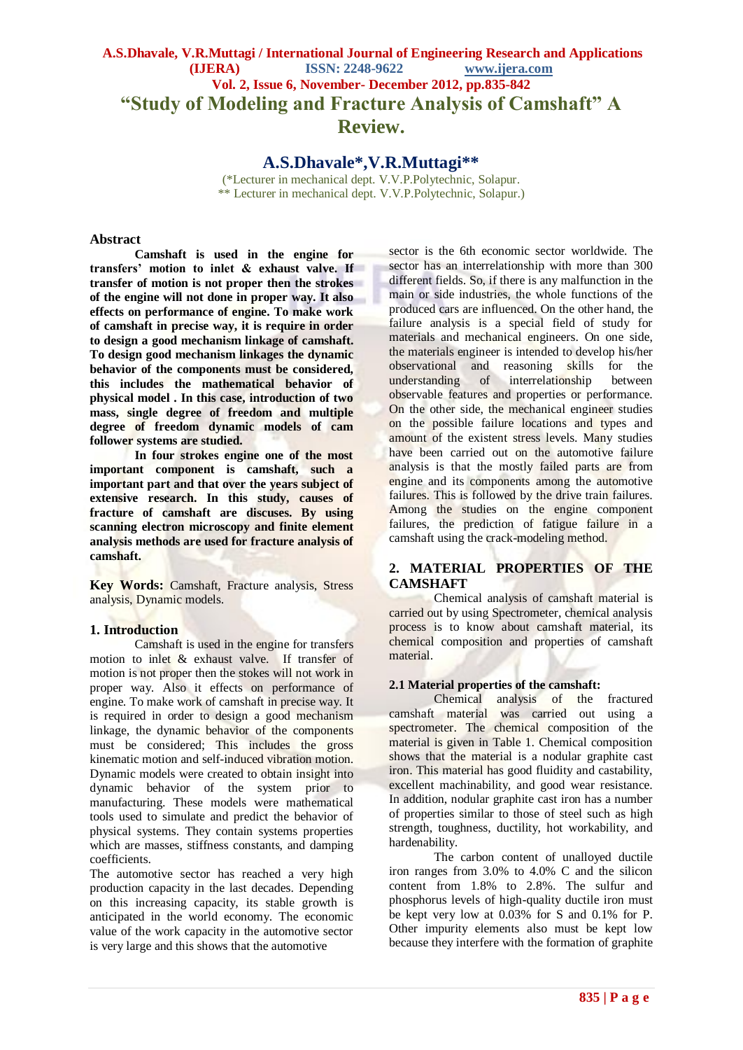# "Study of Modeling and Fracture Analysis of Camshaft" A Review.

## A.S.Dhavale*, V.R.Muttagi**

(*Lecturer in mechanical dept. V.V.P.Polytechnic, Solapur.
** Lecturer in mechanical dept. V.V.P.Polytechnic, Solapur.)

## Abstract

**Camshaft is used in the engine for transfers' motion to inlet & exhaust valve. If transfer of motion is not proper then the strokes of the engine will not done in proper way. It also effects on performance of engine. To make work of camshaft in precise way, it is require in order to design a good mechanism linkage of camshaft. To design good mechanism linkages the dynamic behavior of the components must be considered, this includes the mathematical behavior of physical model . In this case, introduction of two mass, single degree of freedom and multiple degree of freedom dynamic models of cam follower systems are studied.**

**In four strokes engine one of the most important component is camshaft, such a important part and that over the years subject of extensive research. In this study, causes of fracture of camshaft are discuses. By using scanning electron microscopy and finite element analysis methods are used for fracture analysis of camshaft.**

**Key Words:** Camshaft, Fracture analysis, Stress analysis, Dynamic models.

## 1. Introduction

Camshaft is used in the engine for transfers motion to inlet & exhaust valve. If transfer of motion is not proper then the stokes will not work in proper way. Also it effects on performance of engine. To make work of camshaft in precise way. It is required in order to design a good mechanism linkage, the dynamic behavior of the components must be considered; This includes the gross kinematic motion and self-induced vibration motion. Dynamic models were created to obtain insight into dynamic behavior of the system prior to manufacturing. These models were mathematical tools used to simulate and predict the behavior of physical systems. They contain systems properties which are masses, stiffness constants, and damping coefficients.

The automotive sector has reached a very high production capacity in the last decades. Depending on this increasing capacity, its stable growth is anticipated in the world economy. The economic value of the work capacity in the automotive sector is very large and this shows that the automotive sector is the 6th economic sector worldwide. The sector has an interrelationship with more than 300 different fields. So, if there is any malfunction in the main or side industries, the whole functions of the produced cars are influenced. On the other hand, the failure analysis is a special field of study for materials and mechanical engineers. On one side, the materials engineer is intended to develop his/her observational and reasoning skills for the understanding of interrelationship between observable features and properties or performance. On the other side, the mechanical engineer studies on the possible failure locations and types and amount of the existent stress levels. Many studies have been carried out on the automotive failure analysis is that the mostly failed parts are from engine and its components among the automotive failures. This is followed by the drive train failures. Among the studies on the engine component failures, the prediction of fatigue failure in a camshaft using the crack-modeling method.

## 2. MATERIAL PROPERTIES OF THE CAMSHAFT

Chemical analysis of camshaft material is carried out by using Spectrometer, chemical analysis process is to know about camshaft material, its chemical composition and properties of camshaft material.

### 2.1 Material properties of the camshaft:

Chemical analysis of the fractured camshaft material was carried out using a spectrometer. The chemical composition of the material is given in Table 1. Chemical composition shows that the material is a nodular graphite cast iron. This material has good fluidity and castability, excellent machinability, and good wear resistance. In addition, nodular graphite cast iron has a number of properties similar to those of steel such as high strength, toughness, ductility, hot workability, and hardenability.

The carbon content of unalloyed ductile iron ranges from 3.0% to 4.0% C and the silicon content from 1.8% to 2.8%. The sulfur and phosphorus levels of high-quality ductile iron must be kept very low at 0.03% for S and 0.1% for P. Other impurity elements also must be kept low because they interfere with the formation of graphite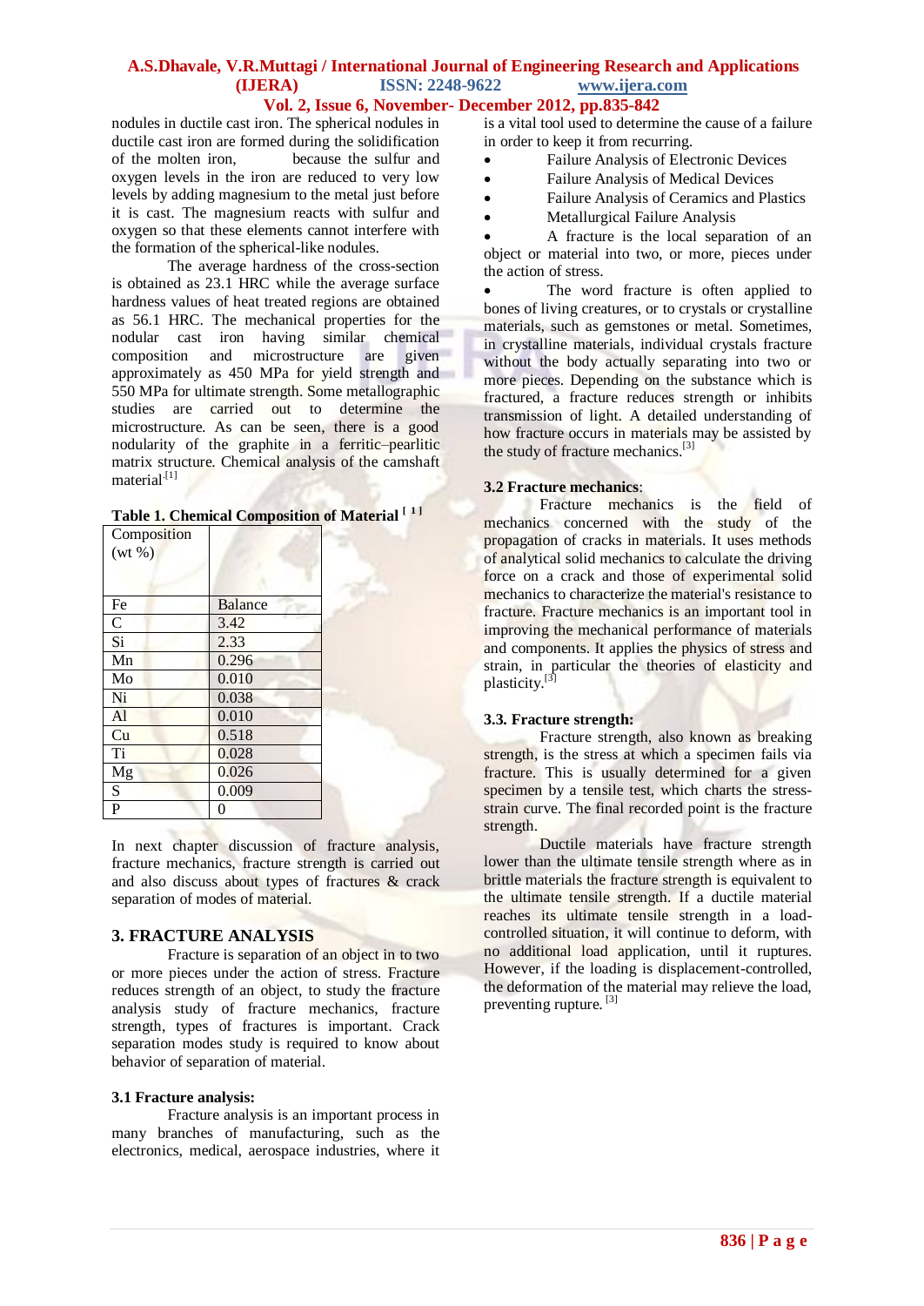nodules in ductile cast iron. The spherical nodules in ductile cast iron are formed during the solidification of the molten iron, because the sulfur and oxygen levels in the iron are reduced to very low levels by adding magnesium to the metal just before it is cast. The magnesium reacts with sulfur and oxygen so that these elements cannot interfere with the formation of the spherical-like nodules.

The average hardness of the cross-section is obtained as 23.1 HRC while the average surface hardness values of heat treated regions are obtained as 56.1 HRC. The mechanical properties for the nodular cast iron having similar chemical composition and microstructure are given approximately as 450 MPa for yield strength and 550 MPa for ultimate strength. Some metallographic studies are carried out to determine the microstructure. As can be seen, there is a good nodularity of the graphite in a ferritic–pearlitic matrix structure. Chemical analysis of the camshaft material[1]

**Table 1. Chemical Composition of Material [1]**

| Composition (wt %) | |
|---|---|
| Fe | Balance |
| C | 3.42 |
| Si | 2.33 |
| Mn | 0.296 |
| Mo | 0.010 |
| Ni | 0.038 |
| Al | 0.010 |
| Cu | 0.518 |
| Ti | 0.028 |
| Mg | 0.026 |
| S | 0.009 |
| P | 0 |

In next chapter discussion of fracture analysis, fracture mechanics, fracture strength is carried out and also discuss about types of fractures & crack separation of modes of material.

## 3. FRACTURE ANALYSIS

Fracture is separation of an object in to two or more pieces under the action of stress. Fracture reduces strength of an object, to study the fracture analysis study of fracture mechanics, fracture strength, types of fractures is important. Crack separation modes study is required to know about behavior of separation of material.

### 3.1 Fracture analysis:

Fracture analysis is an important process in many branches of manufacturing, such as the electronics, medical, aerospace industries, where it is a vital tool used to determine the cause of a failure in order to keep it from recurring.

- Failure Analysis of Electronic Devices
- Failure Analysis of Medical Devices
- Failure Analysis of Ceramics and Plastics
- Metallurgical Failure Analysis
- A fracture is the local separation of an object or material into two, or more, pieces under the action of stress.
- The word fracture is often applied to bones of living creatures, or to crystals or crystalline materials, such as gemstones or metal. Sometimes, in crystalline materials, individual crystals fracture without the body actually separating into two or more pieces. Depending on the substance which is fractured, a fracture reduces strength or inhibits transmission of light. A detailed understanding of how fracture occurs in materials may be assisted by the study of fracture mechanics.[3]

### 3.2 Fracture mechanics:

Fracture mechanics is the field of mechanics concerned with the study of the propagation of cracks in materials. It uses methods of analytical solid mechanics to calculate the driving force on a crack and those of experimental solid mechanics to characterize the material's resistance to fracture. Fracture mechanics is an important tool in improving the mechanical performance of materials and components. It applies the physics of stress and strain, in particular the theories of elasticity and plasticity.[3]

### 3.3. Fracture strength:

Fracture strength, also known as breaking strength, is the stress at which a specimen fails via fracture. This is usually determined for a given specimen by a tensile test, which charts the stress-strain curve. The final recorded point is the fracture strength.

Ductile materials have fracture strength lower than the ultimate tensile strength where as in brittle materials the fracture strength is equivalent to the ultimate tensile strength. If a ductile material reaches its ultimate tensile strength in a load-controlled situation, it will continue to deform, with no additional load application, until it ruptures. However, if the loading is displacement-controlled, the deformation of the material may relieve the load, preventing rupture. [3]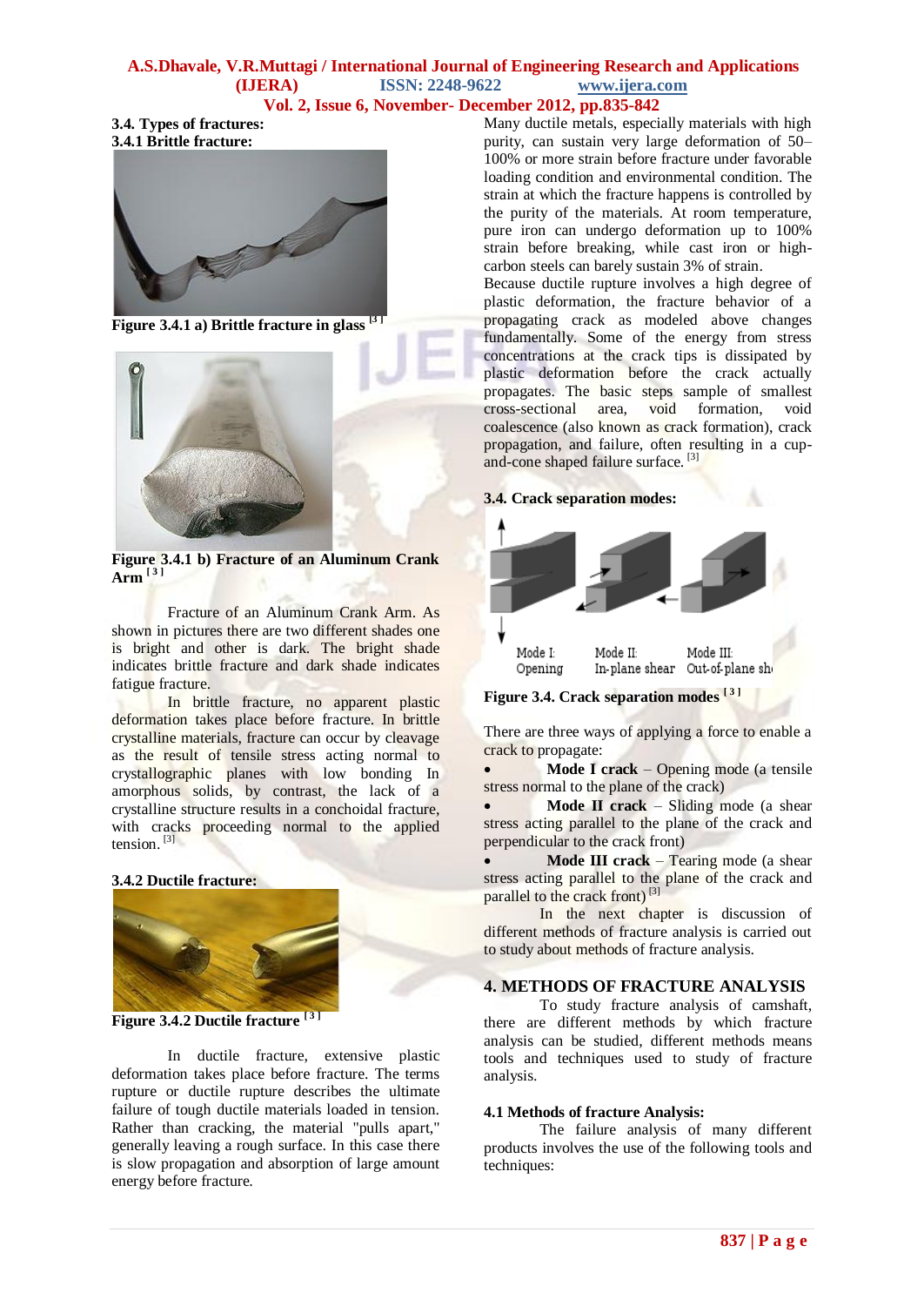### 3.4. Types of fractures:

#### 3.4.1 Brittle fracture:

Figure 3.4.1 a) Brittle fracture in glass [3]

Figure 3.4.1 b) Fracture of an Aluminum Crank Arm [3]

Fracture of an Aluminum Crank Arm. As shown in pictures there are two different shades one is bright and other is dark. The bright shade indicates brittle fracture and dark shade indicates fatigue fracture.

In brittle fracture, no apparent plastic deformation takes place before fracture. In brittle crystalline materials, fracture can occur by cleavage as the result of tensile stress acting normal to crystallographic planes with low bonding In amorphous solids, by contrast, the lack of a crystalline structure results in a conchoidal fracture, with cracks proceeding normal to the applied tension. [3]

#### 3.4.2 Ductile fracture:

Figure 3.4.2 Ductile fracture [3]

In ductile fracture, extensive plastic deformation takes place before fracture. The terms rupture or ductile rupture describes the ultimate failure of tough ductile materials loaded in tension. Rather than cracking, the material "pulls apart," generally leaving a rough surface. In this case there is slow propagation and absorption of large amount energy before fracture.

Many ductile metals, especially materials with high purity, can sustain very large deformation of 50–100% or more strain before fracture under favorable loading condition and environmental condition. The strain at which the fracture happens is controlled by the purity of the materials. At room temperature, pure iron can undergo deformation up to 100% strain before breaking, while cast iron or high-carbon steels can barely sustain 3% of strain.

Because ductile rupture involves a high degree of plastic deformation, the fracture behavior of a propagating crack as modeled above changes fundamentally. Some of the energy from stress concentrations at the crack tips is dissipated by plastic deformation before the crack actually propagates. The basic steps sample of smallest cross-sectional area, void formation, void coalescence (also known as crack formation), crack propagation, and failure, often resulting in a cup-and-cone shaped failure surface. [3]

### 3.4. Crack separation modes:

Mode I: Opening | Mode II: In-plane shear | Mode III: Out-of-plane shear

Figure 3.4. Crack separation modes [3]

There are three ways of applying a force to enable a crack to propagate:

- **Mode I crack** – Opening mode (a tensile stress normal to the plane of the crack)
- **Mode II crack** – Sliding mode (a shear stress acting parallel to the plane of the crack and perpendicular to the crack front)
- **Mode III crack** – Tearing mode (a shear stress acting parallel to the plane of the crack and parallel to the crack front) [3]

In the next chapter is discussion of different methods of fracture analysis is carried out to study about methods of fracture analysis.

## 4. METHODS OF FRACTURE ANALYSIS

To study fracture analysis of camshaft, there are different methods by which fracture analysis can be studied, different methods means tools and techniques used to study of fracture analysis.

### 4.1 Methods of fracture Analysis:

The failure analysis of many different products involves the use of the following tools and techniques: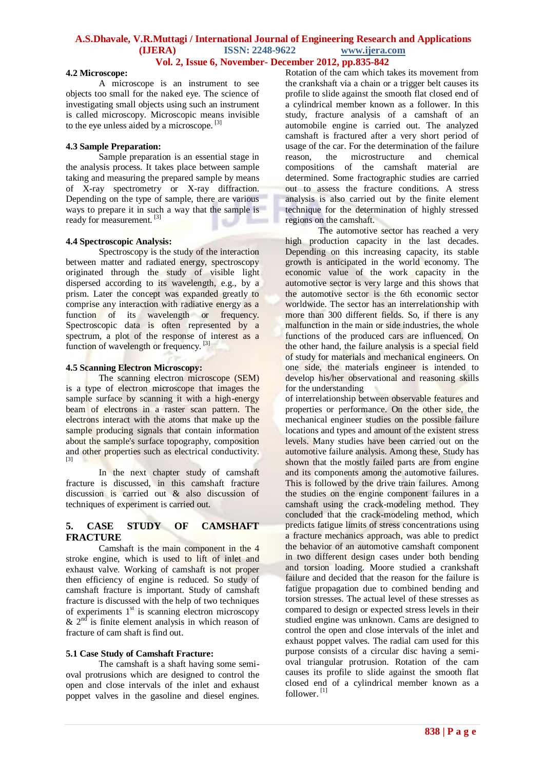### 4.2 Microscope:

A microscope is an instrument to see objects too small for the naked eye. The science of investigating small objects using such an instrument is called microscopy. Microscopic means invisible to the eye unless aided by a microscope. [3]

### 4.3 Sample Preparation:

Sample preparation is an essential stage in the analysis process. It takes place between sample taking and measuring the prepared sample by means of X-ray spectrometry or X-ray diffraction. Depending on the type of sample, there are various ways to prepare it in such a way that the sample is ready for measurement. [3]

### 4.4 Spectroscopic Analysis:

Spectroscopy is the study of the interaction between matter and radiated energy, spectroscopy originated through the study of visible light dispersed according to its wavelength, e.g., by a prism. Later the concept was expanded greatly to comprise any interaction with radiative energy as a function of its wavelength or frequency. Spectroscopic data is often represented by a spectrum, a plot of the response of interest as a function of wavelength or frequency. [3]

### 4.5 Scanning Electron Microscopy:

The scanning electron microscope (SEM) is a type of electron microscope that images the sample surface by scanning it with a high-energy beam of electrons in a raster scan pattern. The electrons interact with the atoms that make up the sample producing signals that contain information about the sample's surface topography, composition and other properties such as electrical conductivity. [3]

In the next chapter study of camshaft fracture is discussed, in this camshaft fracture discussion is carried out & also discussion of techniques of experiment is carried out.

## 5. CASE STUDY OF CAMSHAFT FRACTURE

Camshaft is the main component in the 4 stroke engine, which is used to lift of inlet and exhaust valve. Working of camshaft is not proper then efficiency of engine is reduced. So study of camshaft fracture is important. Study of camshaft fracture is discussed with the help of two techniques of experiments 1st is scanning electron microscopy & 2nd is finite element analysis in which reason of fracture of cam shaft is find out.

### 5.1 Case Study of Camshaft Fracture:

The camshaft is a shaft having some semi-oval protrusions which are designed to control the open and close intervals of the inlet and exhaust poppet valves in the gasoline and diesel engines. Rotation of the cam which takes its movement from the crankshaft via a chain or a trigger belt causes its profile to slide against the smooth flat closed end of a cylindrical member known as a follower. In this study, fracture analysis of a camshaft of an automobile engine is carried out. The analyzed camshaft is fractured after a very short period of usage of the car. For the determination of the failure reason, the microstructure and chemical compositions of the camshaft material are determined. Some fractographic studies are carried out to assess the fracture conditions. A stress analysis is also carried out by the finite element technique for the determination of highly stressed regions on the camshaft.

The automotive sector has reached a very high production capacity in the last decades. Depending on this increasing capacity, its stable growth is anticipated in the world economy. The economic value of the work capacity in the automotive sector is very large and this shows that the automotive sector is the 6th economic sector worldwide. The sector has an interrelationship with more than 300 different fields. So, if there is any malfunction in the main or side industries, the whole functions of the produced cars are influenced. On the other hand, the failure analysis is a special field of study for materials and mechanical engineers. On one side, the materials engineer is intended to develop his/her observational and reasoning skills for the understanding of interrelationship between observable features and properties or performance. On the other side, the mechanical engineer studies on the possible failure locations and types and amount of the existent stress levels. Many studies have been carried out on the automotive failure analysis. Among these, Study has shown that the mostly failed parts are from engine and its components among the automotive failures. This is followed by the drive train failures. Among the studies on the engine component failures in a camshaft using the crack-modeling method. They concluded that the crack-modeling method, which predicts fatigue limits of stress concentrations using a fracture mechanics approach, was able to predict the behavior of an automotive camshaft component in two different design cases under both bending and torsion loading. Moore studied a crankshaft failure and decided that the reason for the failure is fatigue propagation due to combined bending and torsion stresses. The actual level of these stresses as compared to design or expected stress levels in their studied engine was unknown. Cams are designed to control the open and close intervals of the inlet and exhaust poppet valves. The radial cam used for this purpose consists of a circular disc having a semi-oval triangular protrusion. Rotation of the cam causes its profile to slide against the smooth flat closed end of a cylindrical member known as a follower. [1]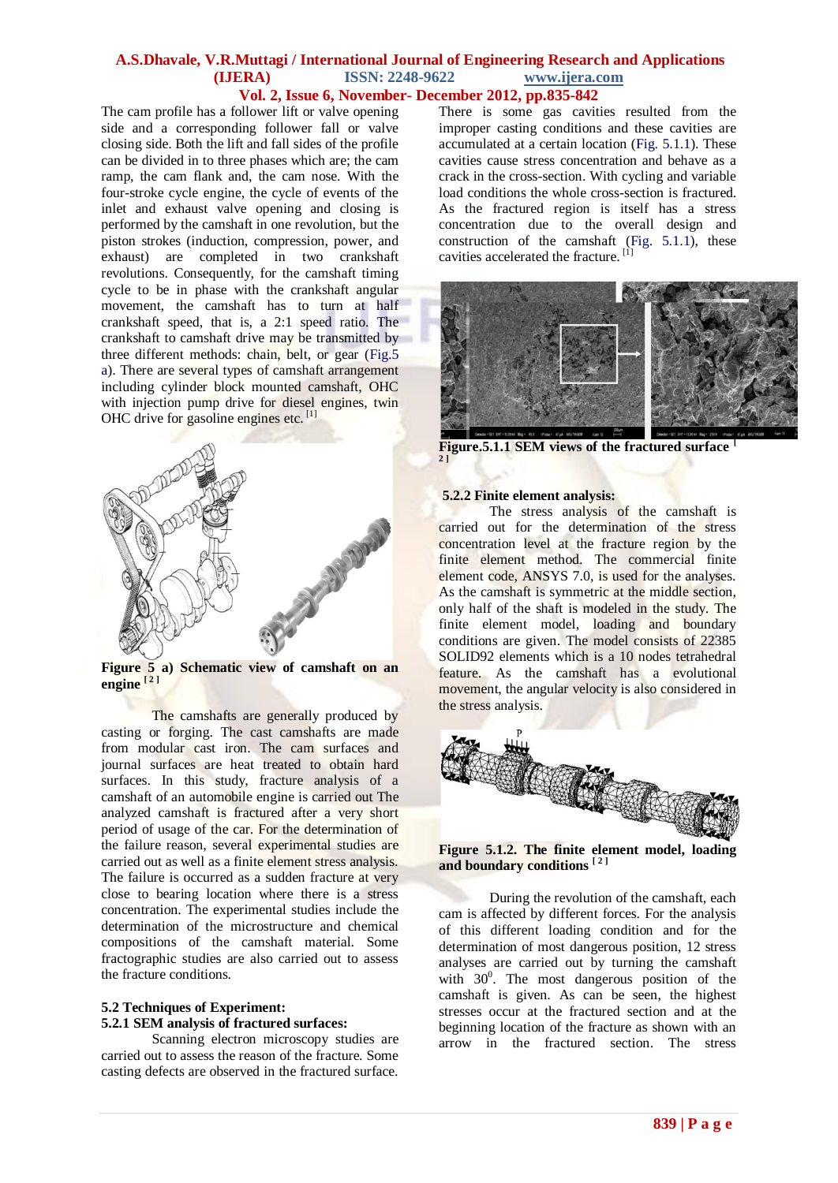The cam profile has a follower lift or valve opening side and a corresponding follower fall or valve closing side. Both the lift and fall sides of the profile can be divided in to three phases which are; the cam ramp, the cam flank and, the cam nose. With the four-stroke cycle engine, the cycle of events of the inlet and exhaust valve opening and closing is performed by the camshaft in one revolution, but the piston strokes (induction, compression, power, and exhaust) are completed in two crankshaft revolutions. Consequently, for the camshaft timing cycle to be in phase with the crankshaft angular movement, the camshaft has to turn at half crankshaft speed, that is, a 2:1 speed ratio. The crankshaft to camshaft drive may be transmitted by three different methods: chain, belt, or gear (Fig.5 a). There are several types of camshaft arrangement including cylinder block mounted camshaft, OHC with injection pump drive for diesel engines, twin OHC drive for gasoline engines etc. [1]

**Figure 5 a) Schematic view of camshaft on an engine [2]**

The camshafts are generally produced by casting or forging. The cast camshafts are made from modular cast iron. The cam surfaces and journal surfaces are heat treated to obtain hard surfaces. In this study, fracture analysis of a camshaft of an automobile engine is carried out The analyzed camshaft is fractured after a very short period of usage of the car. For the determination of the failure reason, several experimental studies are carried out as well as a finite element stress analysis. The failure is occurred as a sudden fracture at very close to bearing location where there is a stress concentration. The experimental studies include the determination of the microstructure and chemical compositions of the camshaft material. Some fractographic studies are also carried out to assess the fracture conditions.

## 5.2 Techniques of Experiment:

### 5.2.1 SEM analysis of fractured surfaces:

Scanning electron microscopy studies are carried out to assess the reason of the fracture. Some casting defects are observed in the fractured surface. There is some gas cavities resulted from the improper casting conditions and these cavities are accumulated at a certain location (Fig. 5.1.1). These cavities cause stress concentration and behave as a crack in the cross-section. With cycling and variable load conditions the whole cross-section is fractured. As the fractured region is itself has a stress concentration due to the overall design and construction of the camshaft (Fig. 5.1.1), these cavities accelerated the fracture. [1]

**Figure.5.1.1 SEM views of the fractured surface [2]**

### 5.2.2 Finite element analysis:

The stress analysis of the camshaft is carried out for the determination of the stress concentration level at the fracture region by the finite element method. The commercial finite element code, ANSYS 7.0, is used for the analyses. As the camshaft is symmetric at the middle section, only half of the shaft is modeled in the study. The finite element model, loading and boundary conditions are given. The model consists of 22385 SOLID92 elements which is a 10 nodes tetrahedral feature. As the camshaft has a evolutional movement, the angular velocity is also considered in the stress analysis.

**Figure 5.1.2. The finite element model, loading and boundary conditions [2]**

During the revolution of the camshaft, each cam is affected by different forces. For the analysis of this different loading condition and for the determination of most dangerous position, 12 stress analyses are carried out by turning the camshaft with $30^0$. The most dangerous position of the camshaft is given. As can be seen, the highest stresses occur at the fractured section and at the beginning location of the fracture as shown with an arrow in the fractured section. The stress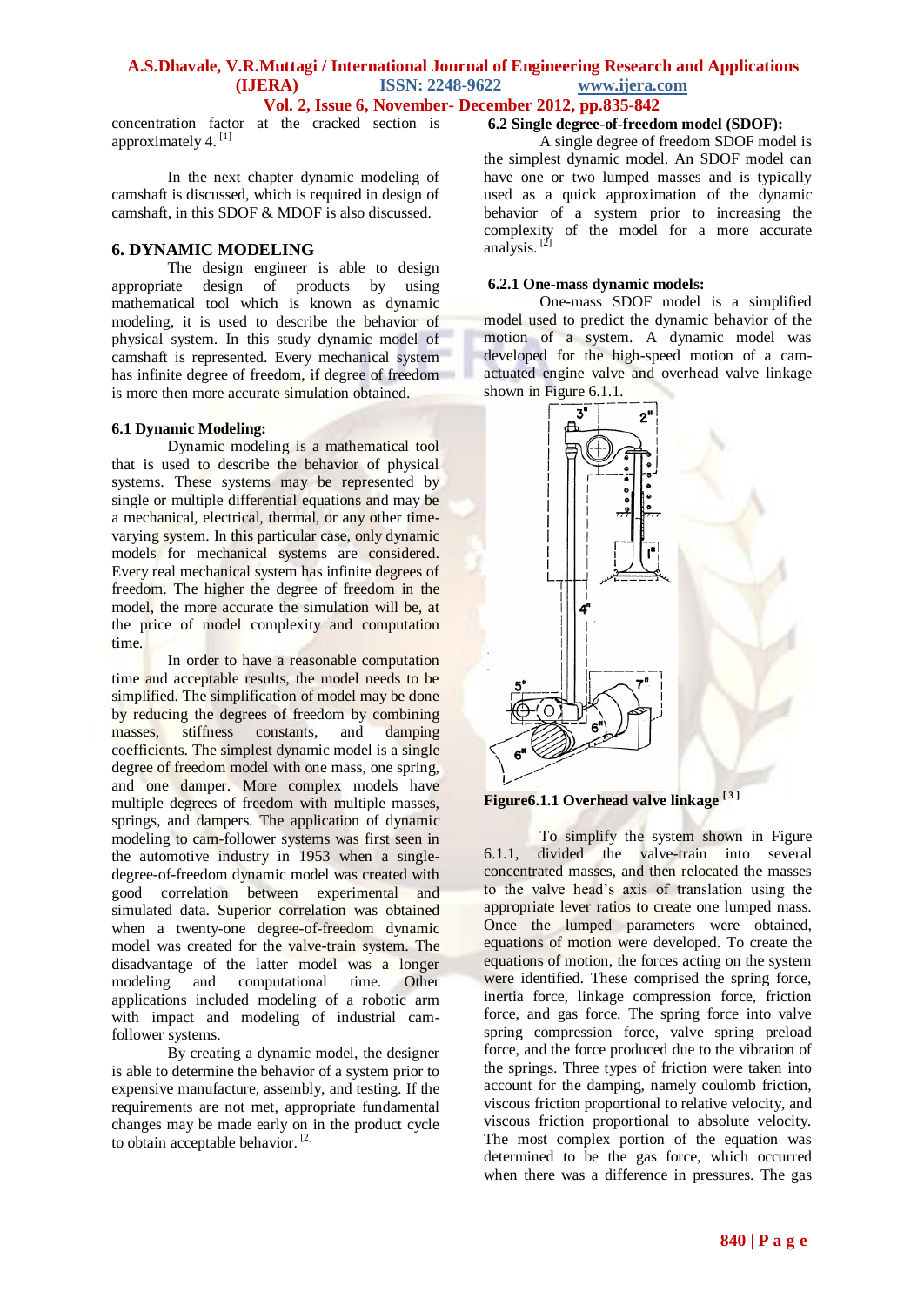concentration factor at the cracked section is approximately 4. [1]

In the next chapter dynamic modeling of camshaft is discussed, which is required in design of camshaft, in this SDOF & MDOF is also discussed.

## 6. DYNAMIC MODELING

The design engineer is able to design appropriate design of products by using mathematical tool which is known as dynamic modeling, it is used to describe the behavior of physical system. In this study dynamic model of camshaft is represented. Every mechanical system has infinite degree of freedom, if degree of freedom is more then more accurate simulation obtained.

### 6.1 Dynamic Modeling:

Dynamic modeling is a mathematical tool that is used to describe the behavior of physical systems. These systems may be represented by single or multiple differential equations and may be a mechanical, electrical, thermal, or any other time-varying system. In this particular case, only dynamic models for mechanical systems are considered. Every real mechanical system has infinite degrees of freedom. The higher the degree of freedom in the model, the more accurate the simulation will be, at the price of model complexity and computation time.

In order to have a reasonable computation time and acceptable results, the model needs to be simplified. The simplification of model may be done by reducing the degrees of freedom by combining masses, stiffness constants, and damping coefficients. The simplest dynamic model is a single degree of freedom model with one mass, one spring, and one damper. More complex models have multiple degrees of freedom with multiple masses, springs, and dampers. The application of dynamic modeling to cam-follower systems was first seen in the automotive industry in 1953 when a single-degree-of-freedom dynamic model was created with good correlation between experimental and simulated data. Superior correlation was obtained when a twenty-one degree-of-freedom dynamic model was created for the valve-train system. The disadvantage of the latter model was a longer modeling and computational time. Other applications included modeling of a robotic arm with impact and modeling of industrial cam-follower systems.

By creating a dynamic model, the designer is able to determine the behavior of a system prior to expensive manufacture, assembly, and testing. If the requirements are not met, appropriate fundamental changes may be made early on in the product cycle to obtain acceptable behavior. [2]

### 6.2 Single degree-of-freedom model (SDOF):

A single degree of freedom SDOF model is the simplest dynamic model. An SDOF model can have one or two lumped masses and is typically used as a quick approximation of the dynamic behavior of a system prior to increasing the complexity of the model for a more accurate analysis. [2]

#### 6.2.1 One-mass dynamic models:

One-mass SDOF model is a simplified model used to predict the dynamic behavior of the motion of a system. A dynamic model was developed for the high-speed motion of a cam-actuated engine valve and overhead valve linkage shown in Figure 6.1.1.

**Figure6.1.1 Overhead valve linkage [3]**

To simplify the system shown in Figure 6.1.1, divided the valve-train into several concentrated masses, and then relocated the masses to the valve head's axis of translation using the appropriate lever ratios to create one lumped mass. Once the lumped parameters were obtained, equations of motion were developed. To create the equations of motion, the forces acting on the system were identified. These comprised the spring force, inertia force, linkage compression force, friction force, and gas force. The spring force into valve spring compression force, valve spring preload force, and the force produced due to the vibration of the springs. Three types of friction were taken into account for the damping, namely coulomb friction, viscous friction proportional to relative velocity, and viscous friction proportional to absolute velocity. The most complex portion of the equation was determined to be the gas force, which occurred when there was a difference in pressures. The gas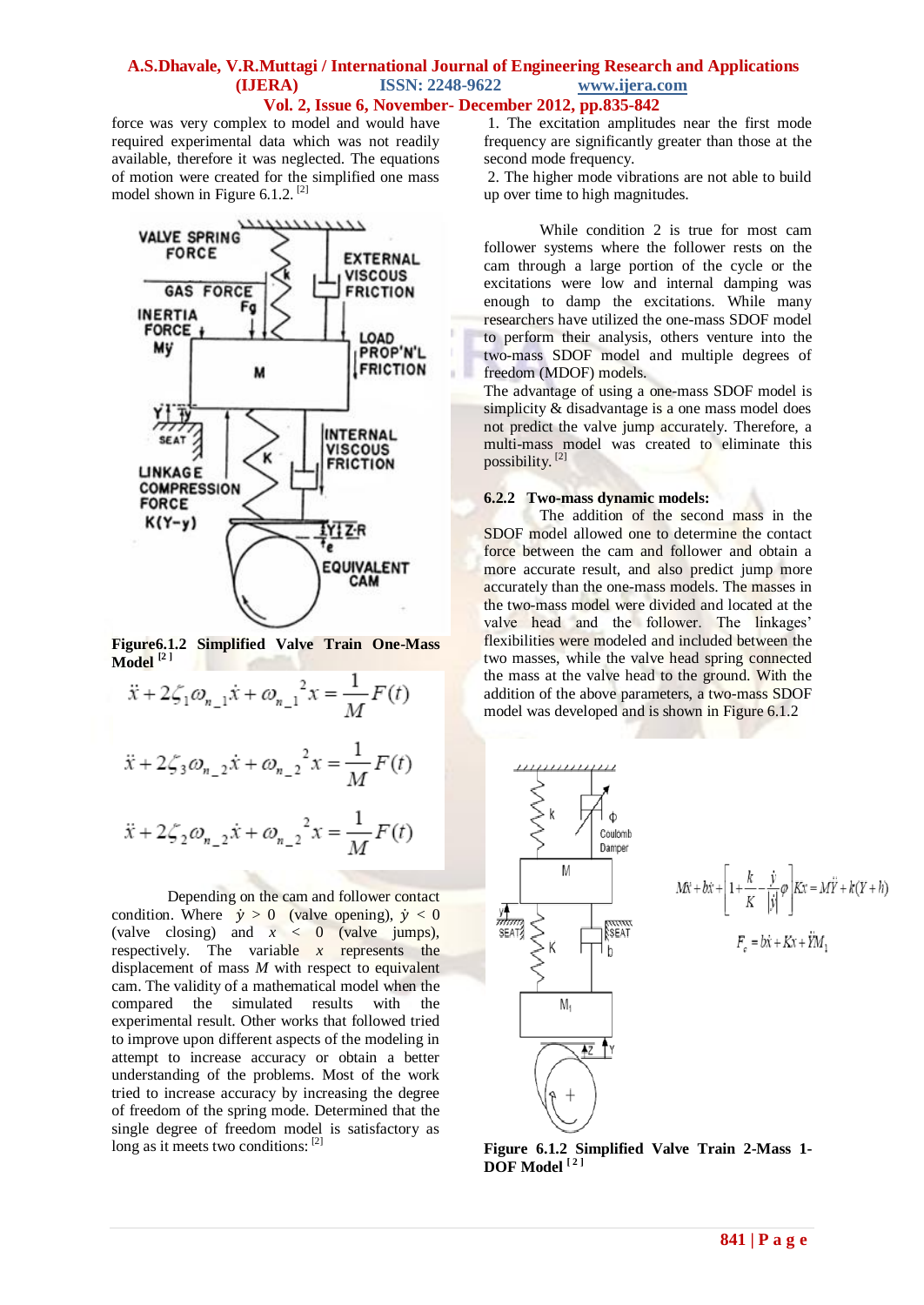force was very complex to model and would have required experimental data which was not readily available, therefore it was neglected. The equations of motion were created for the simplified one mass model shown in Figure 6.1.2. [2]

**Figure6.1.2 Simplified Valve Train One-Mass Model** [2]

$$\ddot{x} + 2\zeta_1\omega_{n\_1}\dot{x} + \omega_{n\_1}{}^2 x = \frac{1}{M}F(t)$$

$$\ddot{x} + 2\zeta_3\omega_{n\_2}\dot{x} + \omega_{n\_2}{}^2 x = \frac{1}{M}F(t)$$

$$\ddot{x} + 2\zeta_2\omega_{n\_2}\dot{x} + \omega_{n\_2}{}^2 x = \frac{1}{M}F(t)$$

Depending on the cam and follower contact condition. Where $\dot{y} > 0$ (valve opening), $\dot{y} < 0$ (valve closing) and $x < 0$ (valve jumps), respectively. The variable $x$ represents the displacement of mass $M$ with respect to equivalent cam. The validity of a mathematical model when the compared the simulated results with the experimental result. Other works that followed tried to improve upon different aspects of the modeling in attempt to increase accuracy or obtain a better understanding of the problems. Most of the work tried to increase accuracy by increasing the degree of freedom of the spring mode. Determined that the single degree of freedom model is satisfactory as long as it meets two conditions: [2]

1. The excitation amplitudes near the first mode frequency are significantly greater than those at the second mode frequency.
2. The higher mode vibrations are not able to build up over time to high magnitudes.

While condition 2 is true for most cam follower systems where the follower rests on the cam through a large portion of the cycle or the excitations were low and internal damping was enough to damp the excitations. While many researchers have utilized the one-mass SDOF model to perform their analysis, others venture into the two-mass SDOF model and multiple degrees of freedom (MDOF) models.

The advantage of using a one-mass SDOF model is simplicity & disadvantage is a one mass model does not predict the valve jump accurately. Therefore, a multi-mass model was created to eliminate this possibility. [2]

### 6.2.2 Two-mass dynamic models:

The addition of the second mass in the SDOF model allowed one to determine the contact force between the cam and follower and obtain a more accurate result, and also predict jump more accurately than the one-mass models. The masses in the two-mass model were divided and located at the valve head and the follower. The linkages' flexibilities were modeled and included between the two masses, while the valve head spring connected the mass at the valve head to the ground. With the addition of the above parameters, a two-mass SDOF model was developed and is shown in Figure 6.1.2

$$M\ddot{x} + b\dot{x} + \left[1 + \frac{k}{K} - \frac{\dot{y}}{|\dot{y}|}\varphi\right]Kx = M\ddot{Y} + k(Y+h)$$

$$F_c = b\dot{x} + Kx + \ddot{Y}M_1$$

**Figure 6.1.2 Simplified Valve Train 2-Mass 1-DOF Model** [2]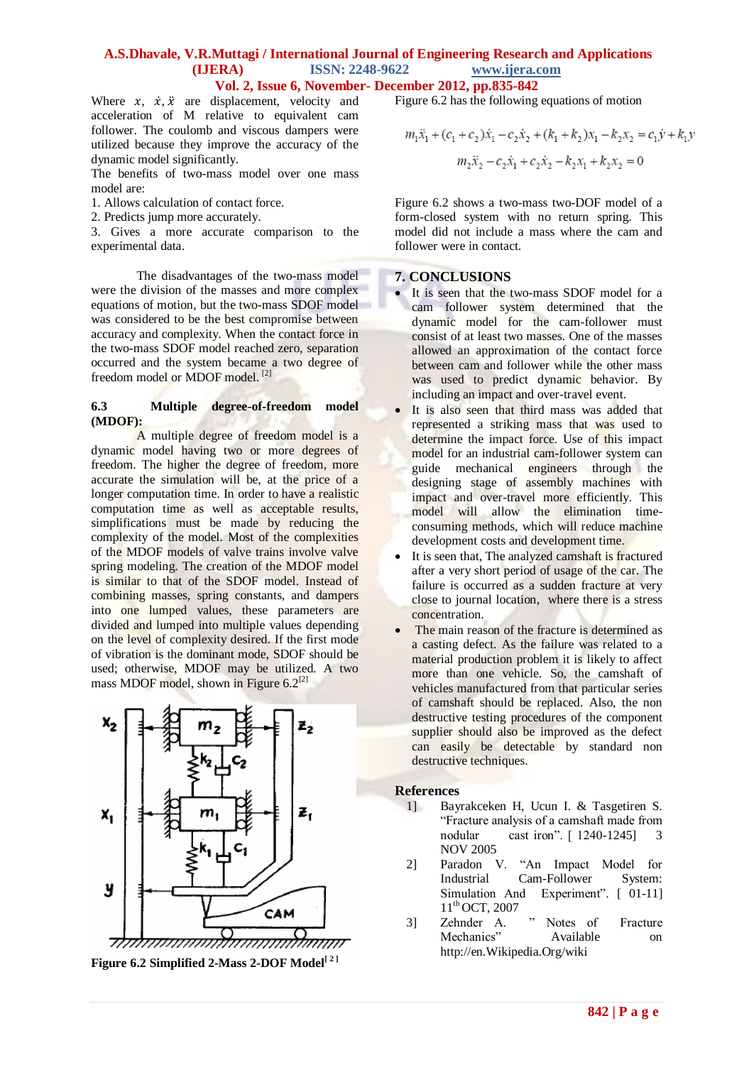Where $x$, $\dot{x}, \ddot{x}$ are displacement, velocity and acceleration of M relative to equivalent cam follower. The coulomb and viscous dampers were utilized because they improve the accuracy of the dynamic model significantly.

The benefits of two-mass model over one mass model are:

1. Allows calculation of contact force.
2. Predicts jump more accurately.
3. Gives a more accurate comparison to the experimental data.

The disadvantages of the two-mass model were the division of the masses and more complex equations of motion, but the two-mass SDOF model was considered to be the best compromise between accuracy and complexity. When the contact force in the two-mass SDOF model reached zero, separation occurred and the system became a two degree of freedom model or MDOF model. [2]

### 6.3 Multiple degree-of-freedom model (MDOF):

A multiple degree of freedom model is a dynamic model having two or more degrees of freedom. The higher the degree of freedom, more accurate the simulation will be, at the price of a longer computation time. In order to have a realistic computation time as well as acceptable results, simplifications must be made by reducing the complexity of the model. Most of the complexities of the MDOF models of valve trains involve valve spring modeling. The creation of the MDOF model is similar to that of the SDOF model. Instead of combining masses, spring constants, and dampers into one lumped values, these parameters are divided and lumped into multiple values depending on the level of complexity desired. If the first mode of vibration is the dominant mode, SDOF should be used; otherwise, MDOF may be utilized. A two mass MDOF model, shown in Figure 6.2[2]

X2
Z2
m2
k2
C2
X1
Z1
m1
k1
C1
y
CAM

**Figure 6.2 Simplified 2-Mass 2-DOF Model[2]**

Figure 6.2 has the following equations of motion

$$m_1\ddot{x}_1 + (c_1 + c_2)\dot{x}_1 - c_2\dot{x}_2 + (k_1 + k_2)x_1 - k_2x_2 = c_1\dot{y} + k_1y$$

$$m_2\ddot{x}_2 - c_2\dot{x}_1 + c_2\dot{x}_2 - k_2x_1 + k_2x_2 = 0$$

Figure 6.2 shows a two-mass two-DOF model of a form-closed system with no return spring. This model did not include a mass where the cam and follower were in contact.

## 7. CONCLUSIONS

- It is seen that the two-mass SDOF model for a cam follower system determined that the dynamic model for the cam-follower must consist of at least two masses. One of the masses allowed an approximation of the contact force between cam and follower while the other mass was used to predict dynamic behavior. By including an impact and over-travel event.
- It is also seen that third mass was added that represented a striking mass that was used to determine the impact force. Use of this impact model for an industrial cam-follower system can guide mechanical engineers through the designing stage of assembly machines with impact and over-travel more efficiently. This model will allow the elimination time-consuming methods, which will reduce machine development costs and development time.
- It is seen that, The analyzed camshaft is fractured after a very short period of usage of the car. The failure is occurred as a sudden fracture at very close to journal location, where there is a stress concentration.
- The main reason of the fracture is determined as a casting defect. As the failure was related to a material production problem it is likely to affect more than one vehicle. So, the camshaft of vehicles manufactured from that particular series of camshaft should be replaced. Also, the non destructive testing procedures of the component supplier should also be improved as the defect can easily be detectable by standard non destructive techniques.

## References

1] Bayrakceken H, Ucun I. & Tasgetiren S. "Fracture analysis of a camshaft made from nodular cast iron". [ 1240-1245] 3 NOV 2005

2] Paradon V. "An Impact Model for Industrial Cam-Follower System: Simulation And Experiment". [ 01-11] 11th OCT, 2007

3] Zehnder A. " Notes of Fracture Mechanics" Available on http://en.Wikipedia.Org/wiki